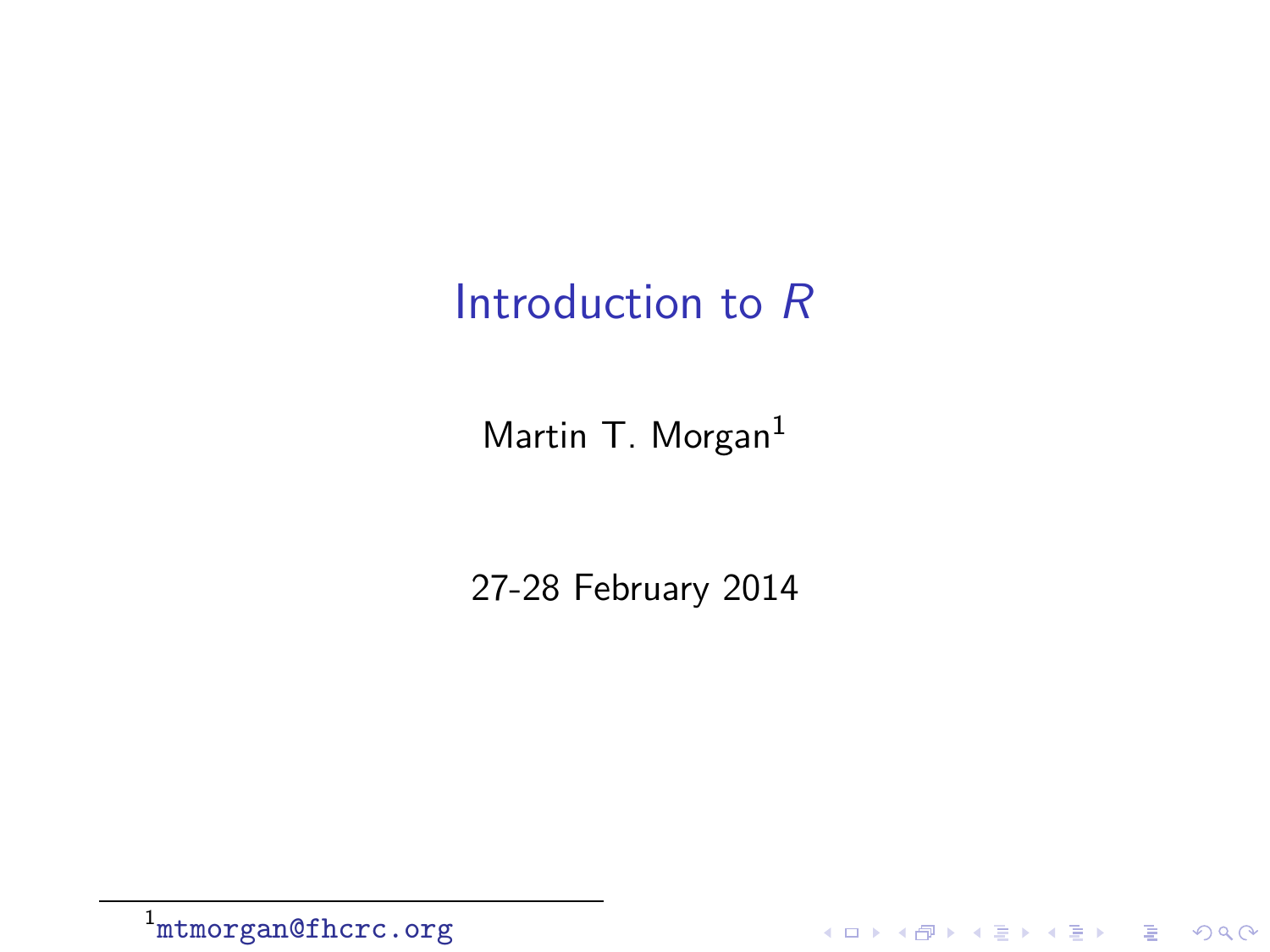# Introduction to *R*

Martin T. Morgan[1]

27-28 February 2014

[1] mtmorgan@fhcrc.org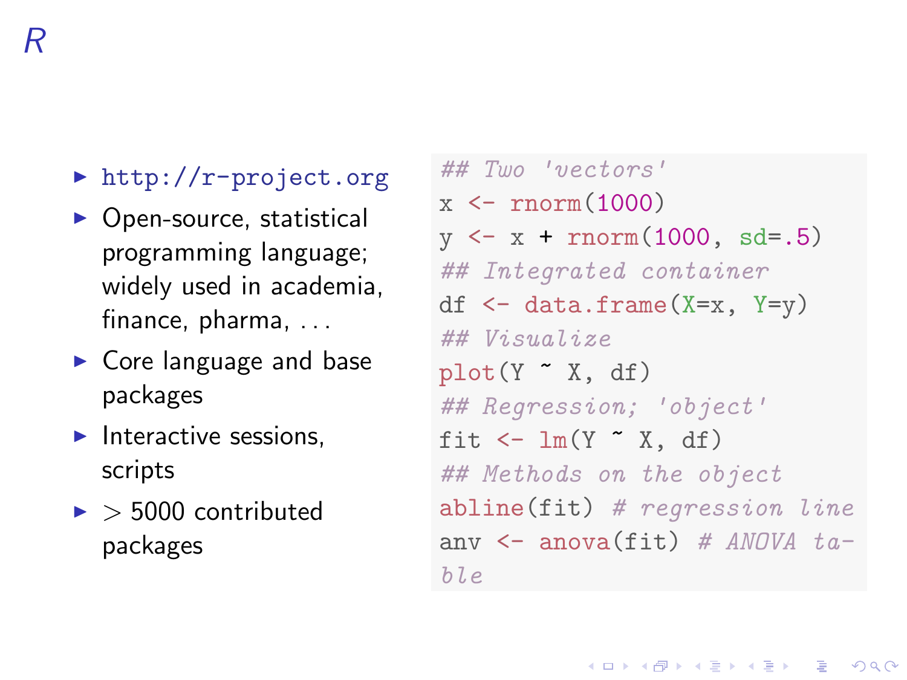# *R*

- http://r-project.org
- Open-source, statistical programming language; widely used in academia, finance, pharma, ...
- Core language and base packages
- Interactive sessions, scripts
- $>$ 5000 contributed packages

```r
## Two 'vectors'
x <- rnorm(1000)
y <- x + rnorm(1000, sd=.5)
## Integrated container
df <- data.frame(X=x, Y=y)
## Visualize
plot(Y ~ X, df)
## Regression; 'object'
fit <- lm(Y ~ X, df)
## Methods on the object
abline(fit) # regression line
anv <- anova(fit) # ANOVA table
```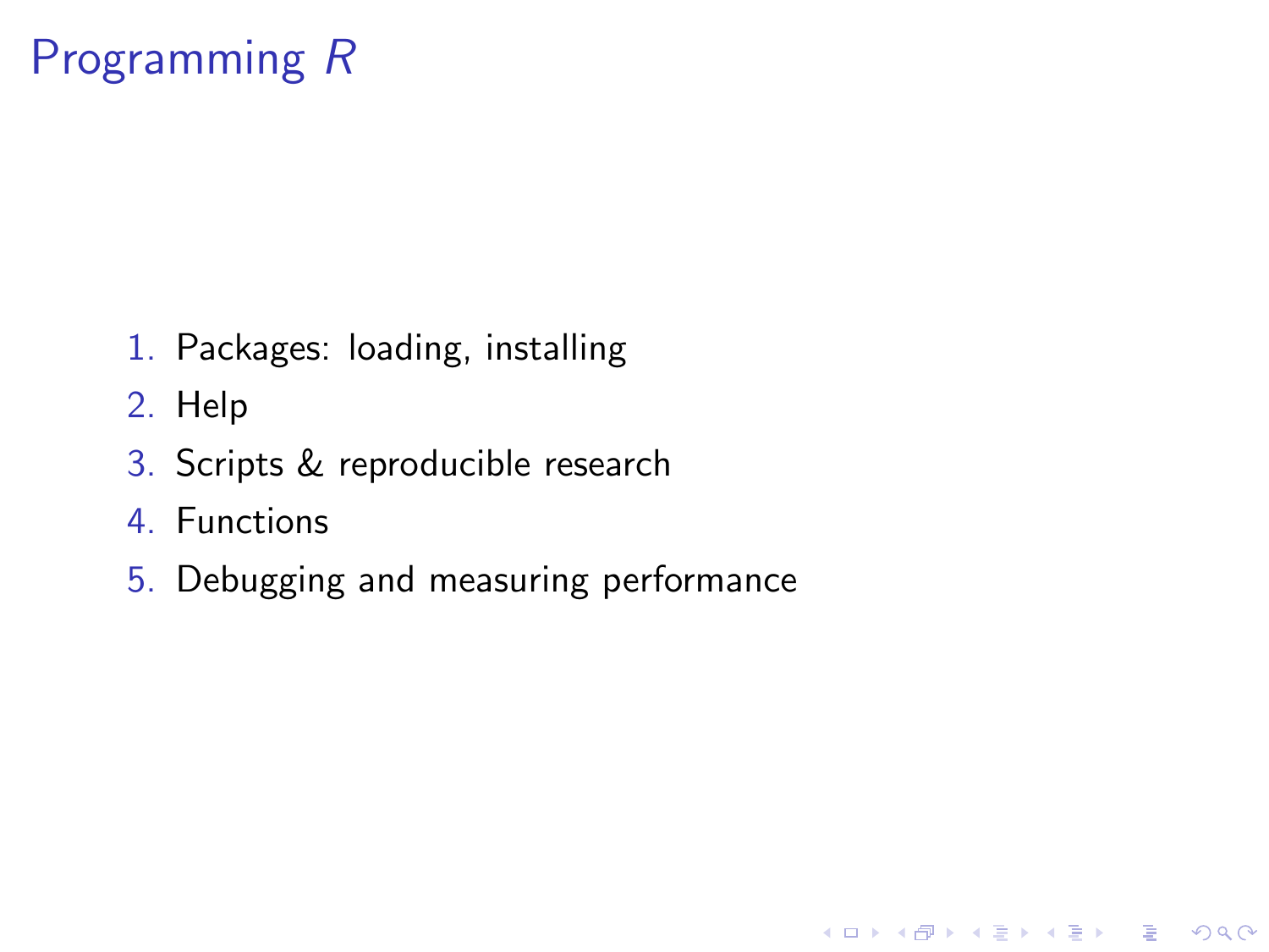# Programming *R*

1. Packages: loading, installing
2. Help
3. Scripts & reproducible research
4. Functions
5. Debugging and measuring performance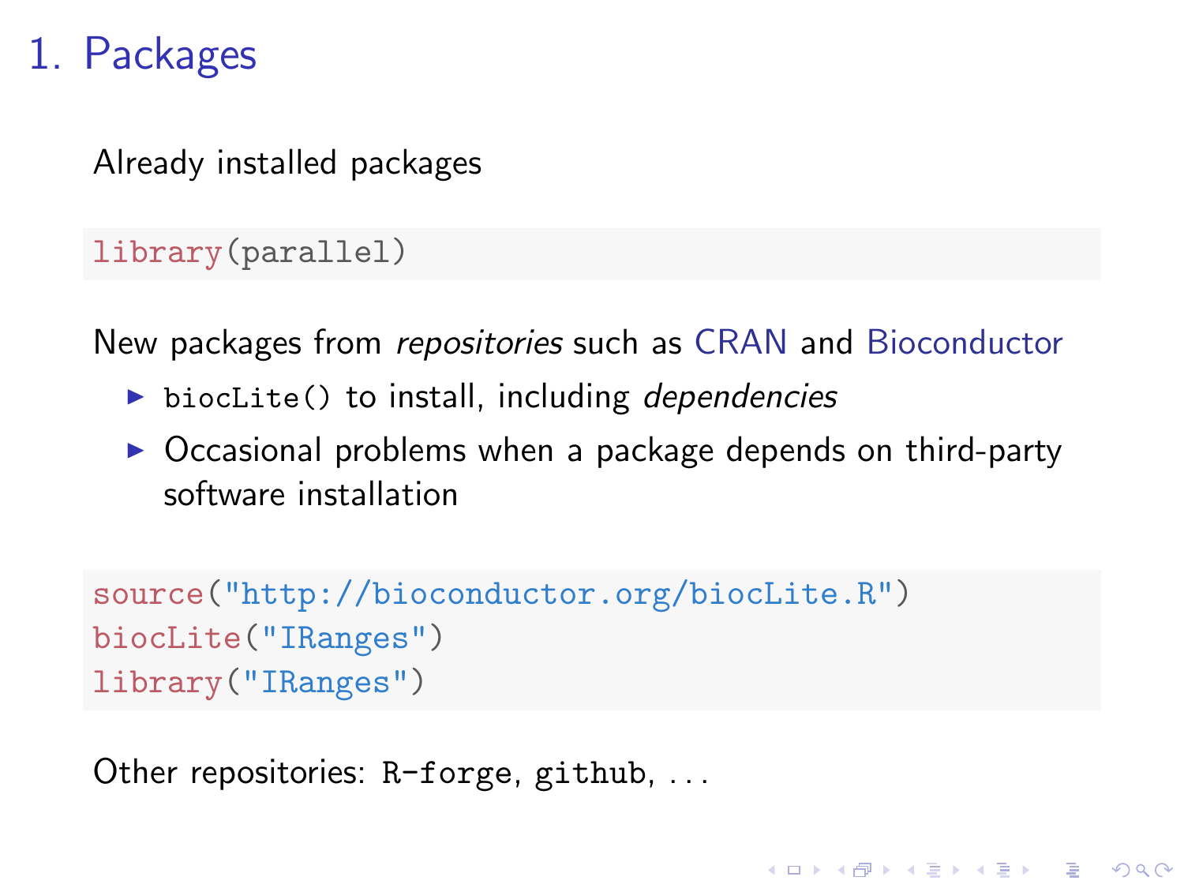# 1. Packages

Already installed packages

```
library(parallel)
```

New packages from *repositories* such as CRAN and Bioconductor

- `biocLite()` to install, including *dependencies*
- Occasional problems when a package depends on third-party software installation

```
source("http://bioconductor.org/biocLite.R")
biocLite("IRanges")
library("IRanges")
```

Other repositories: `R-forge`, `github`, ...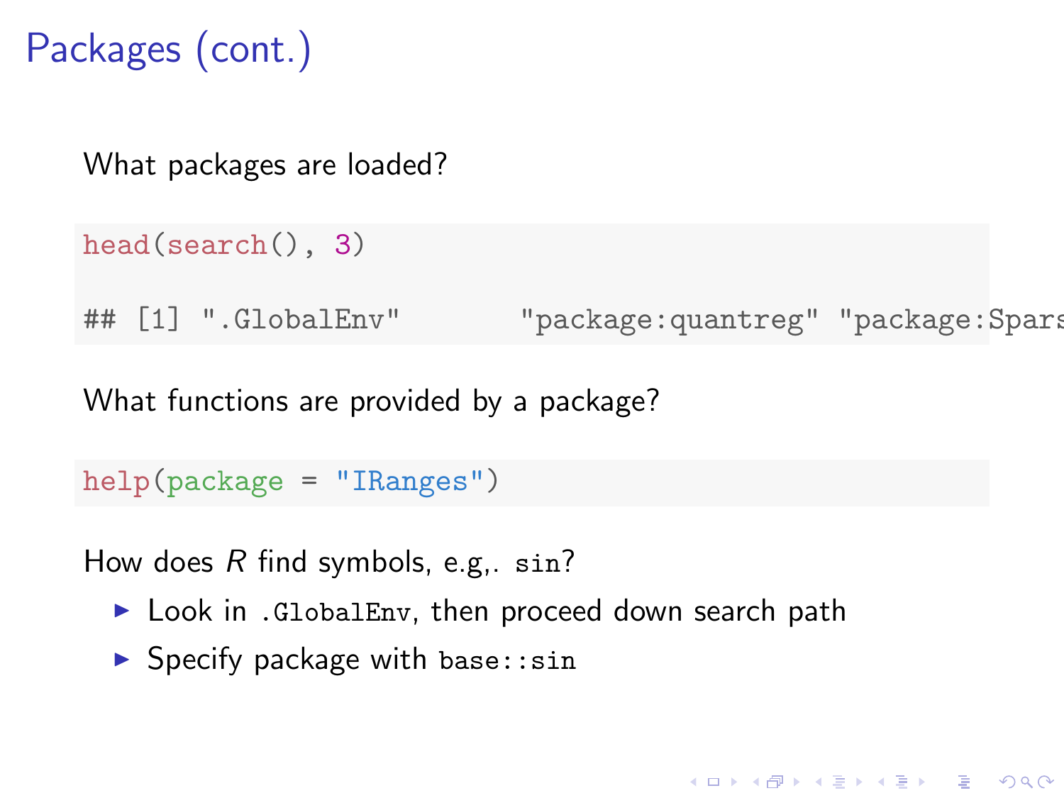# Packages (cont.)

What packages are loaded?

```
head(search(), 3)

## [1] ".GlobalEnv"       "package:quantreg" "package:Spars
```

What functions are provided by a package?

```
help(package = "IRanges")
```

How does *R* find symbols, e.g,. `sin`?

- Look in `.GlobalEnv`, then proceed down search path
- Specify package with `base::sin`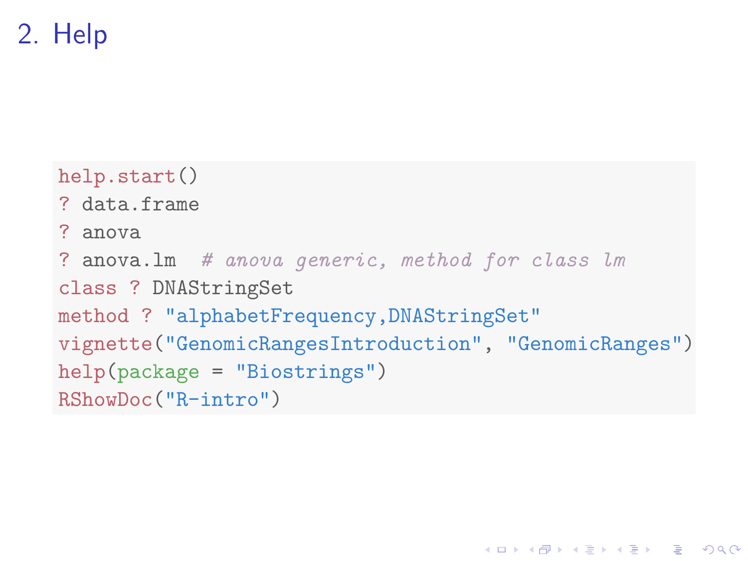# 2. Help

```r
help.start()
? data.frame
? anova
? anova.lm  # anova generic, method for class lm
class ? DNAStringSet
method ? "alphabetFrequency,DNAStringSet"
vignette("GenomicRangesIntroduction", "GenomicRanges")
help(package = "Biostrings")
RShowDoc("R-intro")
```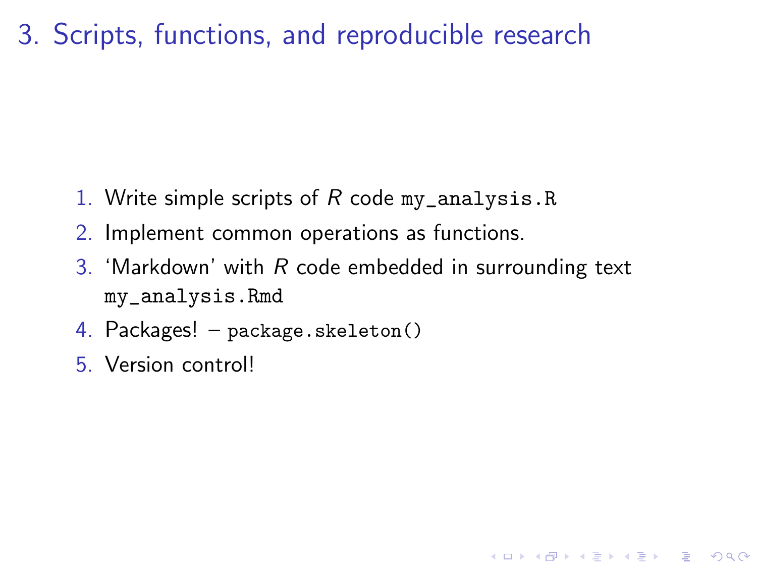# 3. Scripts, functions, and reproducible research

1. Write simple scripts of *R* code `my_analysis.R`
2. Implement common operations as functions.
3. 'Markdown' with *R* code embedded in surrounding text `my_analysis.Rmd`
4. Packages! – `package.skeleton()`
5. Version control!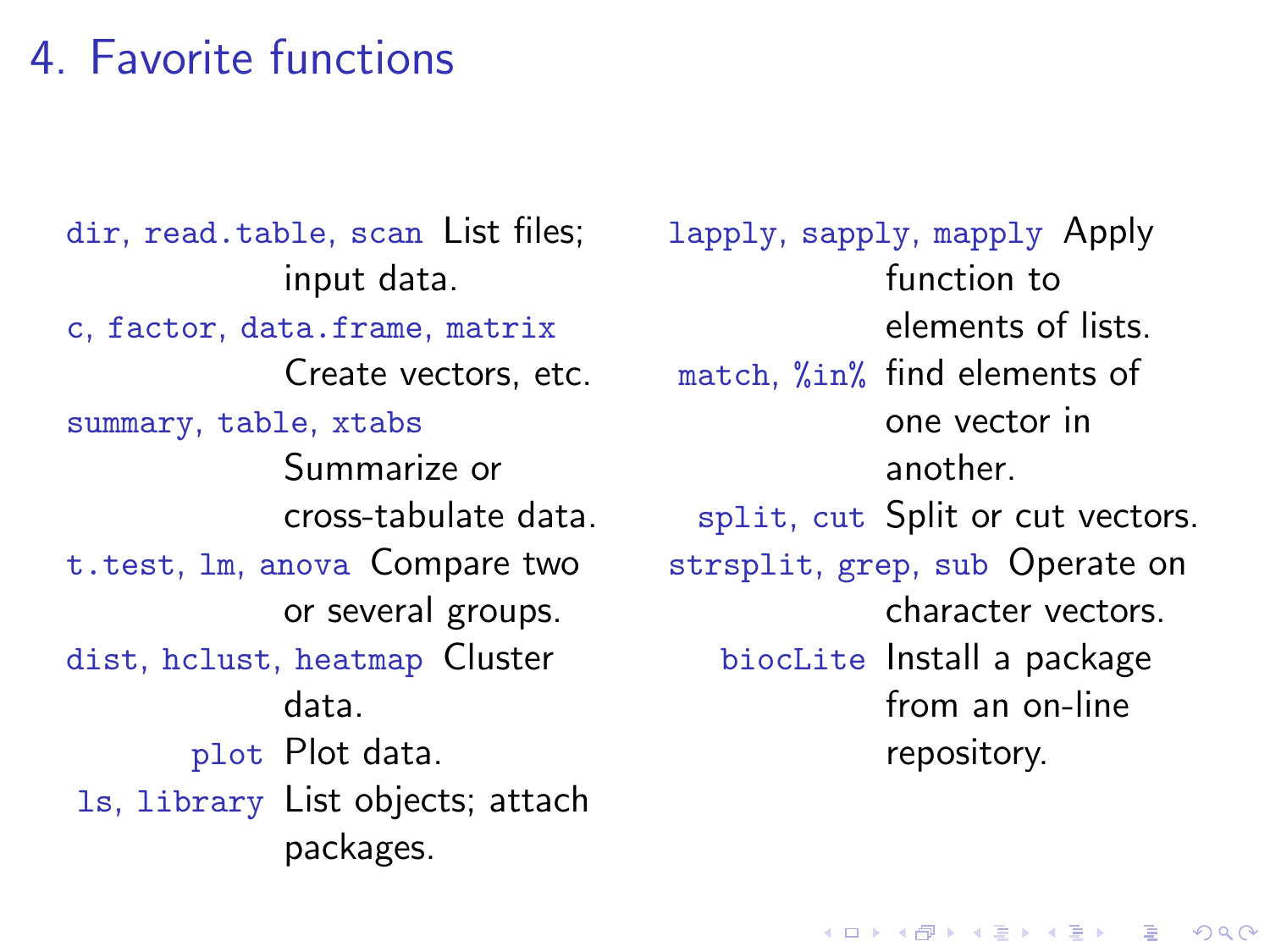# 4. Favorite functions

- `dir`, `read.table`, `scan` List files; input data.
- `c`, `factor`, `data.frame`, `matrix` Create vectors, etc.
- `summary`, `table`, `xtabs` Summarize or cross-tabulate data.
- `t.test`, `lm`, `anova` Compare two or several groups.
- `dist`, `hclust`, `heatmap` Cluster data.
- `plot` Plot data.
- `ls`, `library` List objects; attach packages.
- `lapply`, `sapply`, `mapply` Apply function to elements of lists.
- `match`, `%in%` find elements of one vector in another.
- `split`, `cut` Split or cut vectors.
- `strsplit`, `grep`, `sub` Operate on character vectors.
- `biocLite` Install a package from an on-line repository.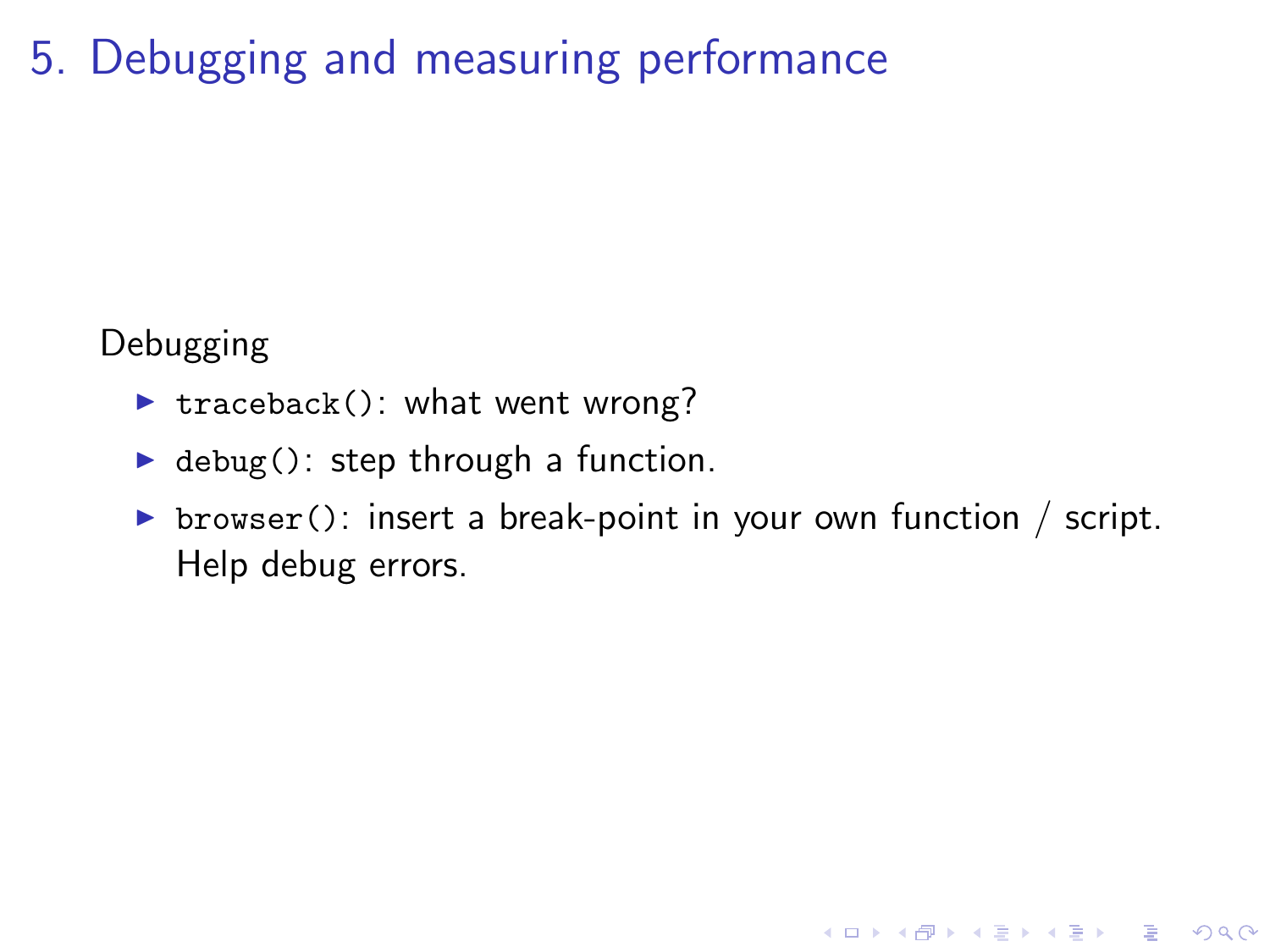# 5. Debugging and measuring performance

Debugging

- `traceback()`: what went wrong?
- `debug()`: step through a function.
- `browser()`: insert a break-point in your own function / script. Help debug errors.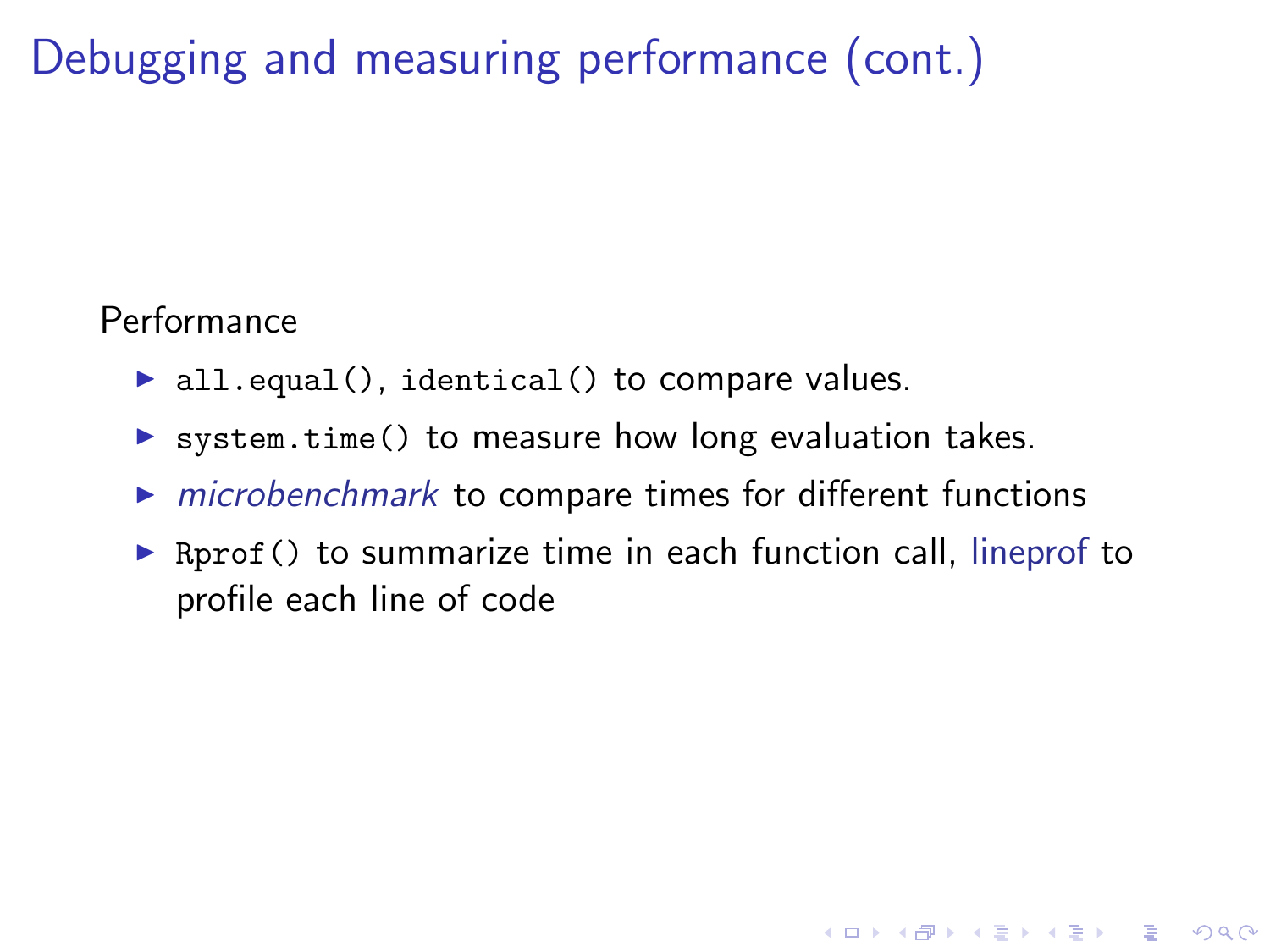# Debugging and measuring performance (cont.)

Performance

- `all.equal()`, `identical()` to compare values.
- `system.time()` to measure how long evaluation takes.
- *microbenchmark* to compare times for different functions
- `Rprof()` to summarize time in each function call, lineprof to profile each line of code